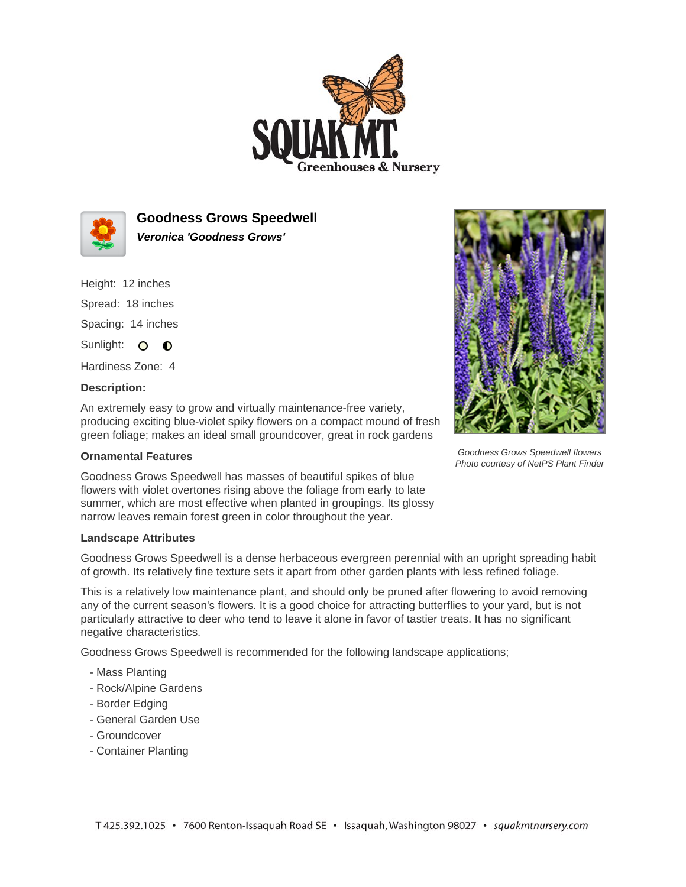# Goodness Grows Speedwell

***Veronica 'Goodness Grows'***

Height: 12 inches

Spread: 18 inches

Spacing: 14 inches

Sunlight: ○ ◐

Hardiness Zone: 4

**Description:**

An extremely easy to grow and virtually maintenance-free variety, producing exciting blue-violet spiky flowers on a compact mound of fresh green foliage; makes an ideal small groundcover, great in rock gardens

*Goodness Grows Speedwell flowers*
*Photo courtesy of NetPS Plant Finder*

### Ornamental Features

Goodness Grows Speedwell has masses of beautiful spikes of blue flowers with violet overtones rising above the foliage from early to late summer, which are most effective when planted in groupings. Its glossy narrow leaves remain forest green in color throughout the year.

### Landscape Attributes

Goodness Grows Speedwell is a dense herbaceous evergreen perennial with an upright spreading habit of growth. Its relatively fine texture sets it apart from other garden plants with less refined foliage.

This is a relatively low maintenance plant, and should only be pruned after flowering to avoid removing any of the current season's flowers. It is a good choice for attracting butterflies to your yard, but is not particularly attractive to deer who tend to leave it alone in favor of tastier treats. It has no significant negative characteristics.

Goodness Grows Speedwell is recommended for the following landscape applications;

- Mass Planting
- Rock/Alpine Gardens
- Border Edging
- General Garden Use
- Groundcover
- Container Planting

T 425.392.1025 • 7600 Renton-Issaquah Road SE • Issaquah, Washington 98027 • *squakmtnursery.com*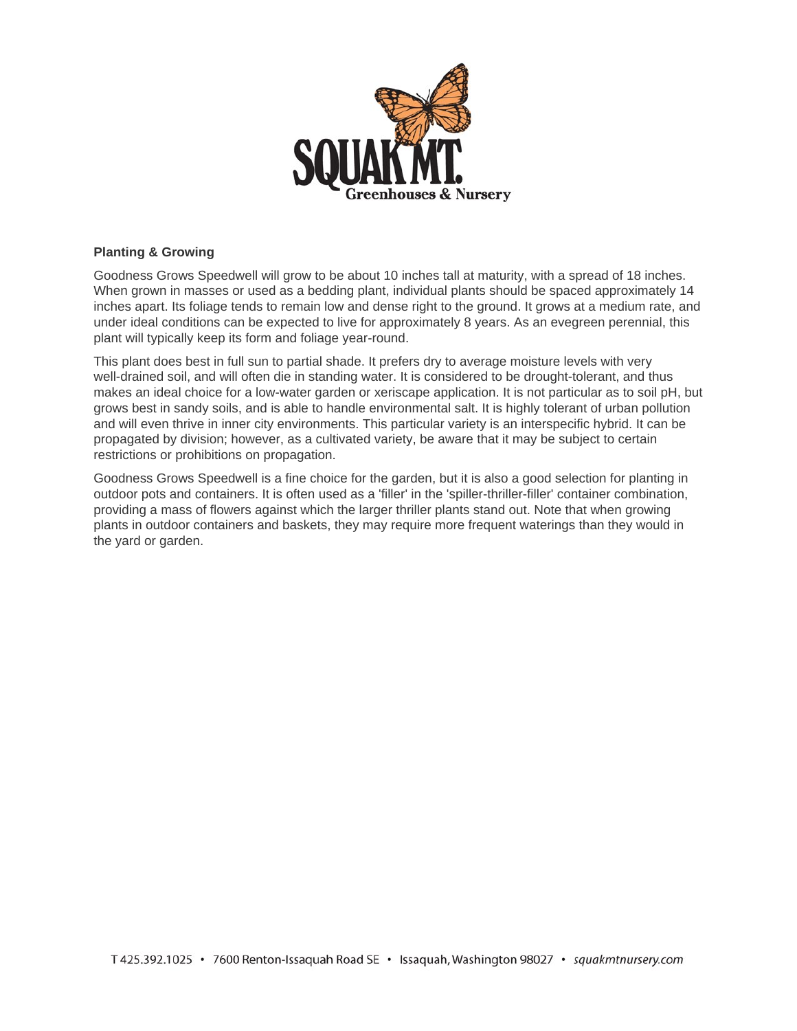**Planting & Growing**

Goodness Grows Speedwell will grow to be about 10 inches tall at maturity, with a spread of 18 inches. When grown in masses or used as a bedding plant, individual plants should be spaced approximately 14 inches apart. Its foliage tends to remain low and dense right to the ground. It grows at a medium rate, and under ideal conditions can be expected to live for approximately 8 years. As an evegreen perennial, this plant will typically keep its form and foliage year-round.

This plant does best in full sun to partial shade. It prefers dry to average moisture levels with very well-drained soil, and will often die in standing water. It is considered to be drought-tolerant, and thus makes an ideal choice for a low-water garden or xeriscape application. It is not particular as to soil pH, but grows best in sandy soils, and is able to handle environmental salt. It is highly tolerant of urban pollution and will even thrive in inner city environments. This particular variety is an interspecific hybrid. It can be propagated by division; however, as a cultivated variety, be aware that it may be subject to certain restrictions or prohibitions on propagation.

Goodness Grows Speedwell is a fine choice for the garden, but it is also a good selection for planting in outdoor pots and containers. It is often used as a 'filler' in the 'spiller-thriller-filler' container combination, providing a mass of flowers against which the larger thriller plants stand out. Note that when growing plants in outdoor containers and baskets, they may require more frequent waterings than they would in the yard or garden.